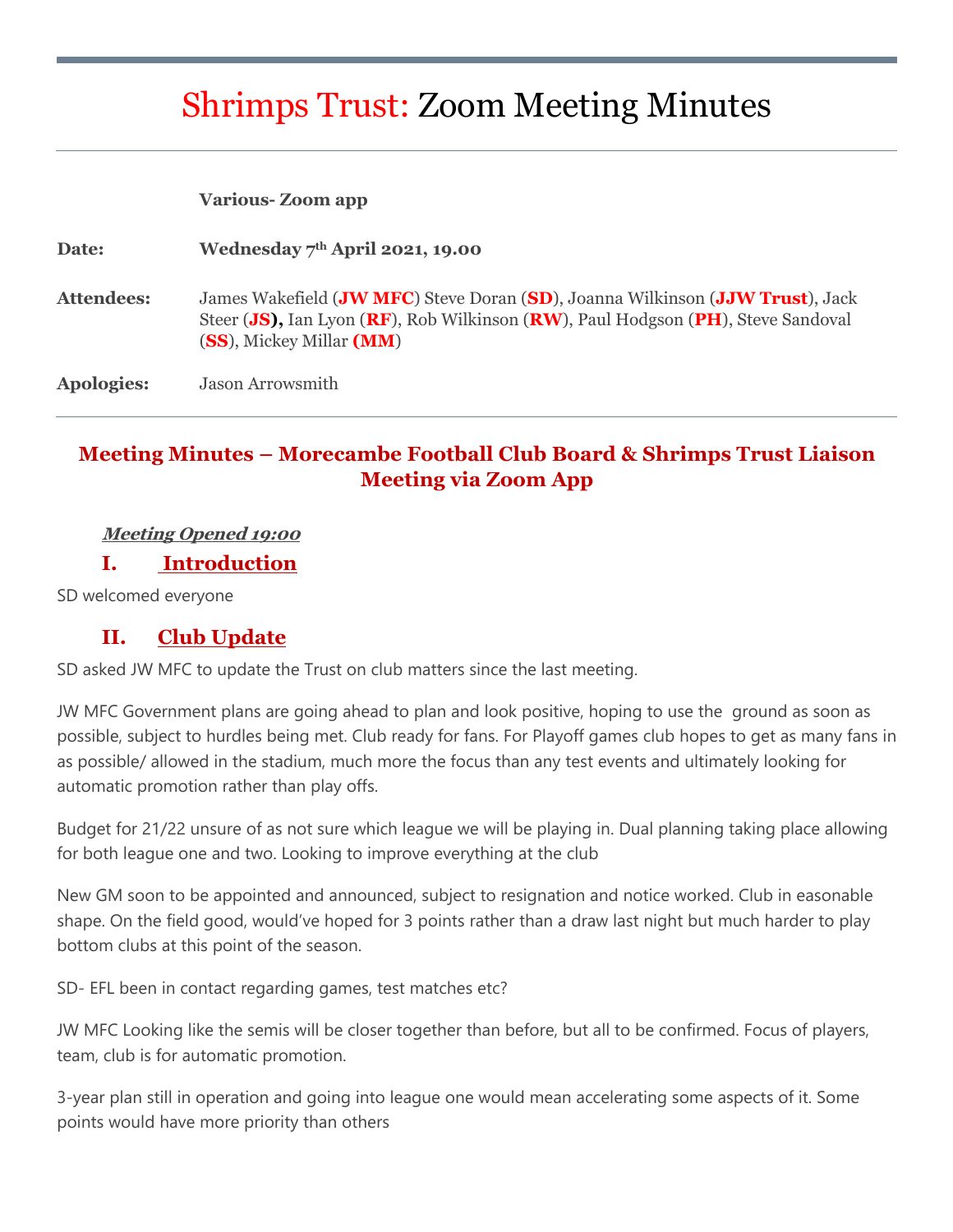# Shrimps Trust: Zoom Meeting Minutes

| | |
|---|---|
| | **Various- Zoom app** |
| **Date:** | **Wednesday 7th April 2021, 19.00** |
| **Attendees:** | James Wakefield (**JW MFC**) Steve Doran (**SD**), Joanna Wilkinson (**JJW Trust**), Jack Steer (**JS**), Ian Lyon (**RF**), Rob Wilkinson (**RW**), Paul Hodgson (**PH**), Steve Sandoval (**SS**), Mickey Millar (**MM**) |
| **Apologies:** | Jason Arrowsmith |

## Meeting Minutes – Morecambe Football Club Board & Shrimps Trust Liaison Meeting via Zoom App

***Meeting Opened 19:00***

### I. Introduction

SD welcomed everyone

### II. Club Update

SD asked JW MFC to update the Trust on club matters since the last meeting.

JW MFC Government plans are going ahead to plan and look positive, hoping to use the ground as soon as possible, subject to hurdles being met. Club ready for fans. For Playoff games club hopes to get as many fans in as possible/ allowed in the stadium, much more the focus than any test events and ultimately looking for automatic promotion rather than play offs.

Budget for 21/22 unsure of as not sure which league we will be playing in. Dual planning taking place allowing for both league one and two. Looking to improve everything at the club

New GM soon to be appointed and announced, subject to resignation and notice worked. Club in easonable shape. On the field good, would've hoped for 3 points rather than a draw last night but much harder to play bottom clubs at this point of the season.

SD- EFL been in contact regarding games, test matches etc?

JW MFC Looking like the semis will be closer together than before, but all to be confirmed. Focus of players, team, club is for automatic promotion.

3-year plan still in operation and going into league one would mean accelerating some aspects of it. Some points would have more priority than others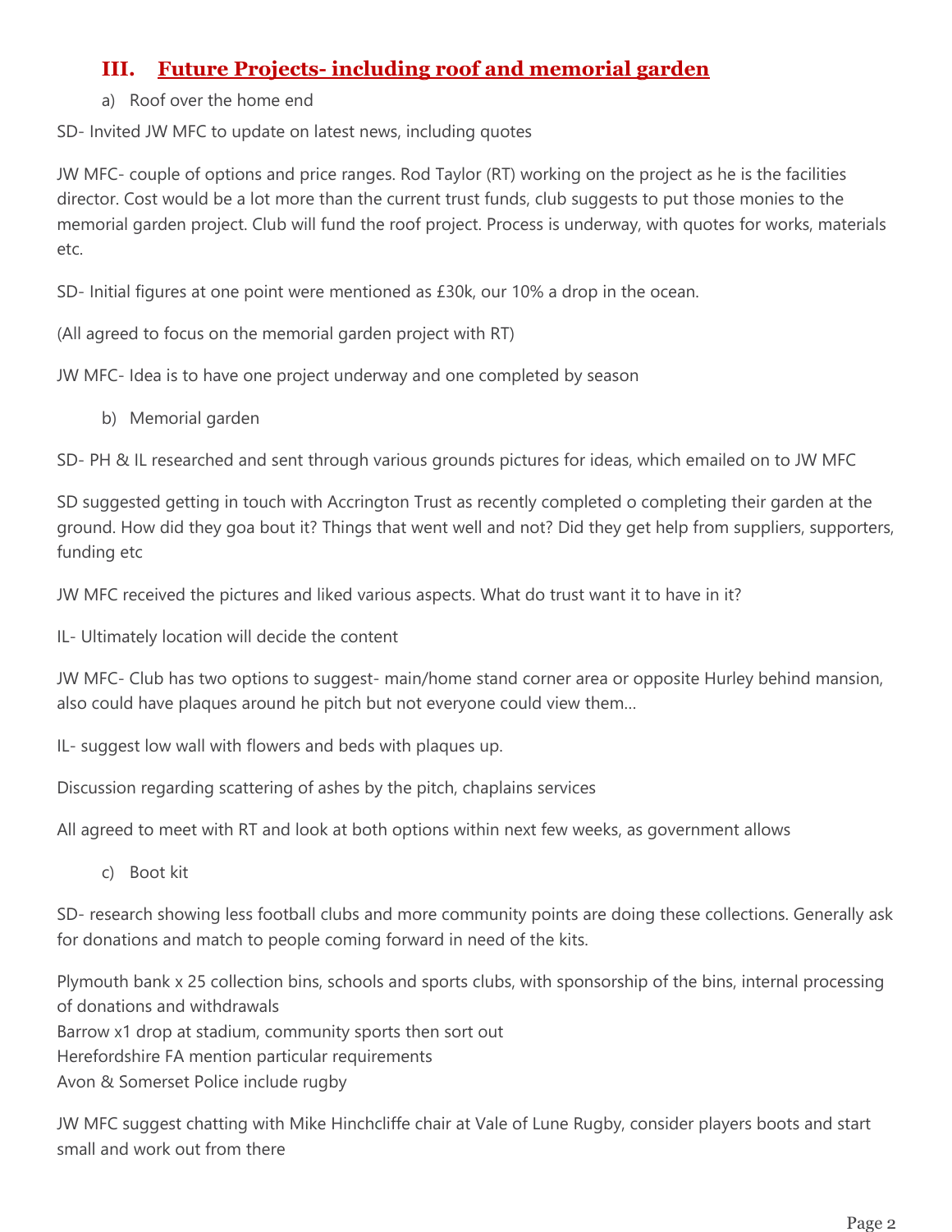## III. Future Projects- including roof and memorial garden

a) Roof over the home end

SD- Invited JW MFC to update on latest news, including quotes

JW MFC- couple of options and price ranges. Rod Taylor (RT) working on the project as he is the facilities director. Cost would be a lot more than the current trust funds, club suggests to put those monies to the memorial garden project. Club will fund the roof project. Process is underway, with quotes for works, materials etc.

SD- Initial figures at one point were mentioned as £30k, our 10% a drop in the ocean.

(All agreed to focus on the memorial garden project with RT)

JW MFC- Idea is to have one project underway and one completed by season

b) Memorial garden

SD- PH & IL researched and sent through various grounds pictures for ideas, which emailed on to JW MFC

SD suggested getting in touch with Accrington Trust as recently completed o completing their garden at the ground. How did they goa bout it? Things that went well and not? Did they get help from suppliers, supporters, funding etc

JW MFC received the pictures and liked various aspects. What do trust want it to have in it?

IL- Ultimately location will decide the content

JW MFC- Club has two options to suggest- main/home stand corner area or opposite Hurley behind mansion, also could have plaques around he pitch but not everyone could view them…

IL- suggest low wall with flowers and beds with plaques up.

Discussion regarding scattering of ashes by the pitch, chaplains services

All agreed to meet with RT and look at both options within next few weeks, as government allows

c) Boot kit

SD- research showing less football clubs and more community points are doing these collections. Generally ask for donations and match to people coming forward in need of the kits.

Plymouth bank x 25 collection bins, schools and sports clubs, with sponsorship of the bins, internal processing of donations and withdrawals
Barrow x1 drop at stadium, community sports then sort out
Herefordshire FA mention particular requirements
Avon & Somerset Police include rugby

JW MFC suggest chatting with Mike Hinchcliffe chair at Vale of Lune Rugby, consider players boots and start small and work out from there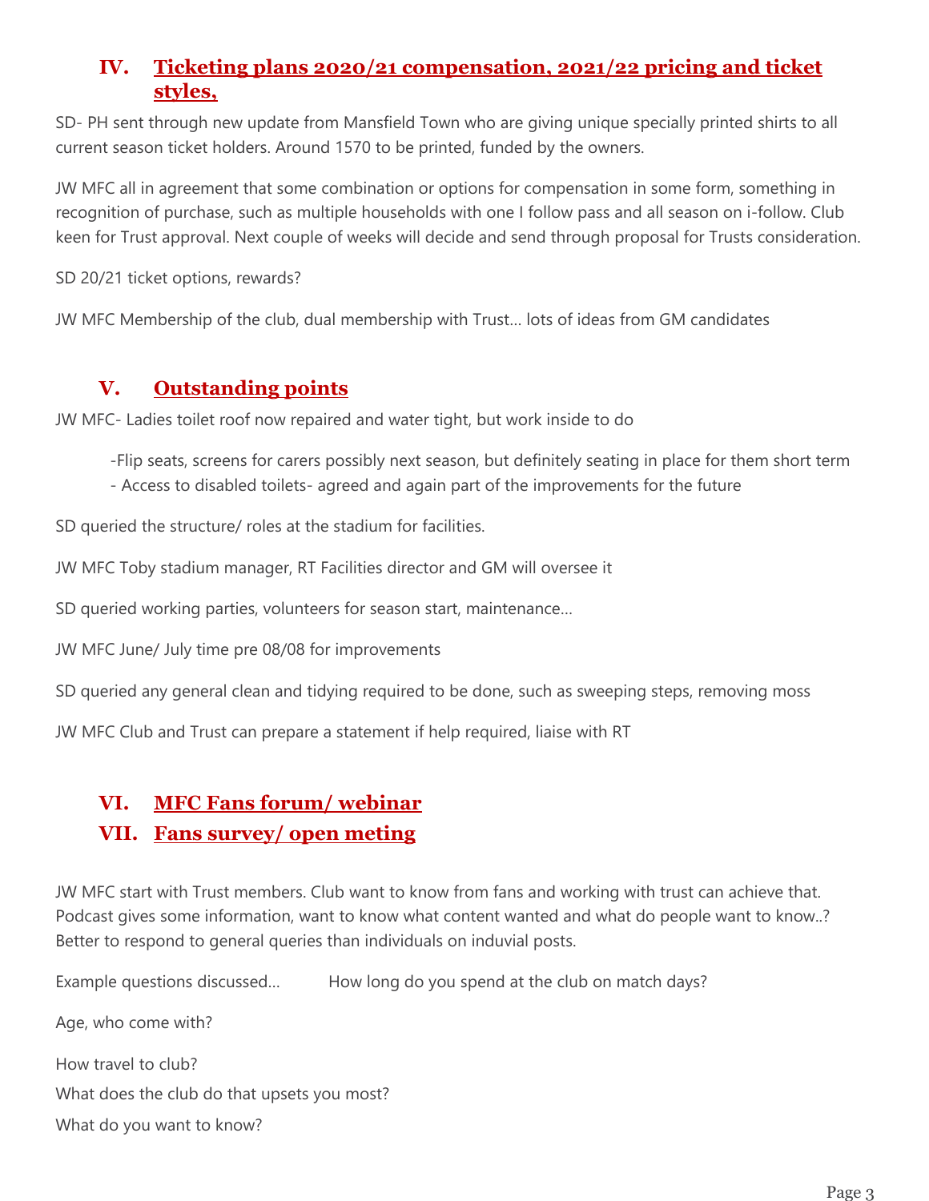## IV. Ticketing plans 2020/21 compensation, 2021/22 pricing and ticket styles,

SD- PH sent through new update from Mansfield Town who are giving unique specially printed shirts to all current season ticket holders. Around 1570 to be printed, funded by the owners.

JW MFC all in agreement that some combination or options for compensation in some form, something in recognition of purchase, such as multiple households with one I follow pass and all season on i-follow. Club keen for Trust approval. Next couple of weeks will decide and send through proposal for Trusts consideration.

SD 20/21 ticket options, rewards?

JW MFC Membership of the club, dual membership with Trust… lots of ideas from GM candidates

## V. Outstanding points

JW MFC- Ladies toilet roof now repaired and water tight, but work inside to do

- Flip seats, screens for carers possibly next season, but definitely seating in place for them short term
- Access to disabled toilets- agreed and again part of the improvements for the future

SD queried the structure/ roles at the stadium for facilities.

JW MFC Toby stadium manager, RT Facilities director and GM will oversee it

SD queried working parties, volunteers for season start, maintenance…

JW MFC June/ July time pre 08/08 for improvements

SD queried any general clean and tidying required to be done, such as sweeping steps, removing moss

JW MFC Club and Trust can prepare a statement if help required, liaise with RT

## VI. MFC Fans forum/ webinar

## VII. Fans survey/ open meting

JW MFC start with Trust members. Club want to know from fans and working with trust can achieve that. Podcast gives some information, want to know what content wanted and what do people want to know..? Better to respond to general queries than individuals on induvial posts.

Example questions discussed… How long do you spend at the club on match days?

Age, who come with?

How travel to club?

What does the club do that upsets you most?

What do you want to know?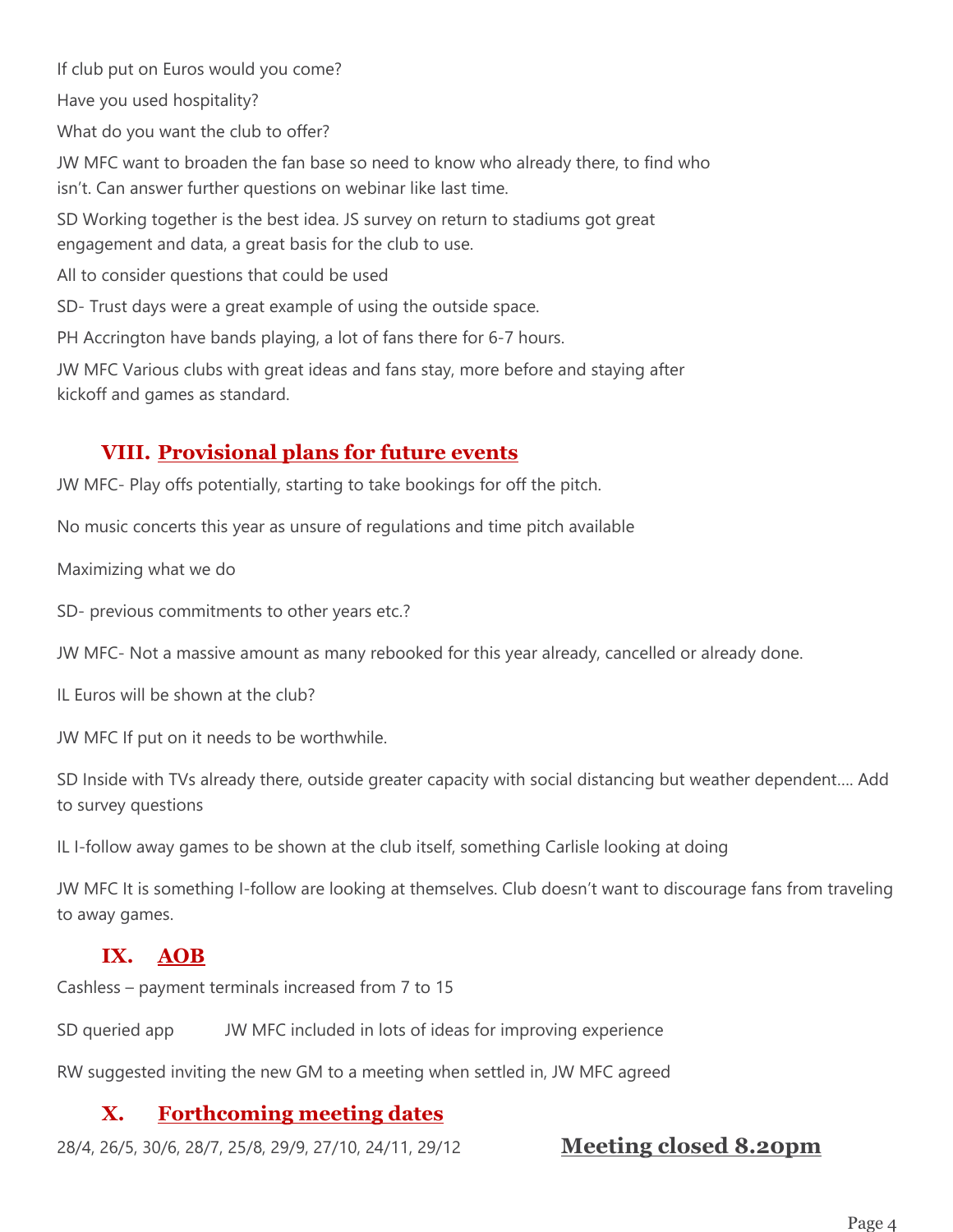If club put on Euros would you come?

Have you used hospitality?

What do you want the club to offer?

JW MFC want to broaden the fan base so need to know who already there, to find who isn't. Can answer further questions on webinar like last time.

SD Working together is the best idea. JS survey on return to stadiums got great engagement and data, a great basis for the club to use.

All to consider questions that could be used

SD- Trust days were a great example of using the outside space.

PH Accrington have bands playing, a lot of fans there for 6-7 hours.

JW MFC Various clubs with great ideas and fans stay, more before and staying after kickoff and games as standard.

## VIII. Provisional plans for future events

JW MFC- Play offs potentially, starting to take bookings for off the pitch.

No music concerts this year as unsure of regulations and time pitch available

Maximizing what we do

SD- previous commitments to other years etc.?

JW MFC- Not a massive amount as many rebooked for this year already, cancelled or already done.

IL Euros will be shown at the club?

JW MFC If put on it needs to be worthwhile.

SD Inside with TVs already there, outside greater capacity with social distancing but weather dependent…. Add to survey questions

IL I-follow away games to be shown at the club itself, something Carlisle looking at doing

JW MFC It is something I-follow are looking at themselves. Club doesn't want to discourage fans from traveling to away games.

## IX. AOB

Cashless – payment terminals increased from 7 to 15

SD queried app JW MFC included in lots of ideas for improving experience

RW suggested inviting the new GM to a meeting when settled in, JW MFC agreed

## X. Forthcoming meeting dates

28/4, 26/5, 30/6, 28/7, 25/8, 29/9, 27/10, 24/11, 29/12

**Meeting closed 8.20pm**